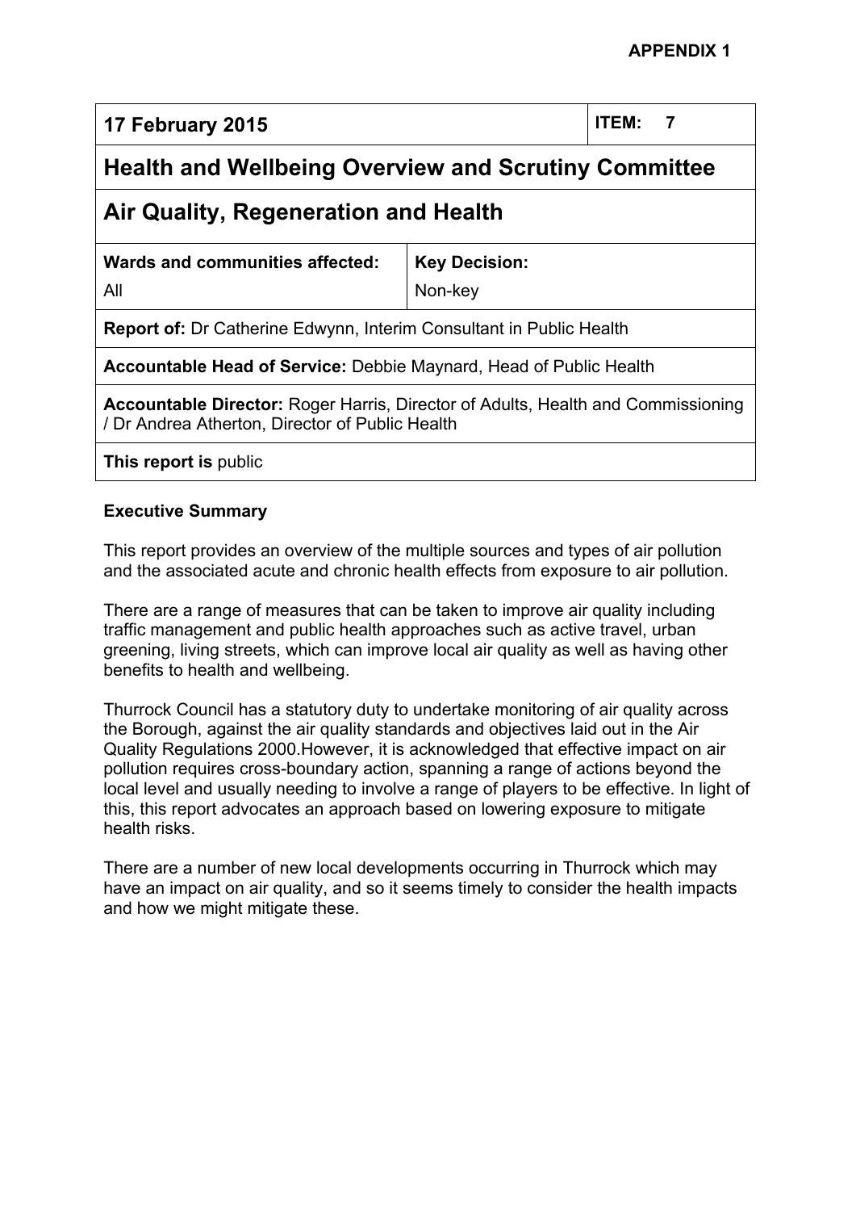**APPENDIX 1**

| 17 February 2015 | | ITEM: 7 |
|---|---|---|
| **Health and Wellbeing Overview and Scrutiny Committee** | | |
| **Air Quality, Regeneration and Health** | | |
| **Wards and communities affected:** All | **Key Decision:** Non-key | |
| **Report of:** Dr Catherine Edwynn, Interim Consultant in Public Health | | |
| **Accountable Head of Service:** Debbie Maynard, Head of Public Health | | |
| **Accountable Director:** Roger Harris, Director of Adults, Health and Commissioning / Dr Andrea Atherton, Director of Public Health | | |
| **This report is** public | | |

**Executive Summary**

This report provides an overview of the multiple sources and types of air pollution and the associated acute and chronic health effects from exposure to air pollution.

There are a range of measures that can be taken to improve air quality including traffic management and public health approaches such as active travel, urban greening, living streets, which can improve local air quality as well as having other benefits to health and wellbeing.

Thurrock Council has a statutory duty to undertake monitoring of air quality across the Borough, against the air quality standards and objectives laid out in the Air Quality Regulations 2000.However, it is acknowledged that effective impact on air pollution requires cross-boundary action, spanning a range of actions beyond the local level and usually needing to involve a range of players to be effective. In light of this, this report advocates an approach based on lowering exposure to mitigate health risks.

There are a number of new local developments occurring in Thurrock which may have an impact on air quality, and so it seems timely to consider the health impacts and how we might mitigate these.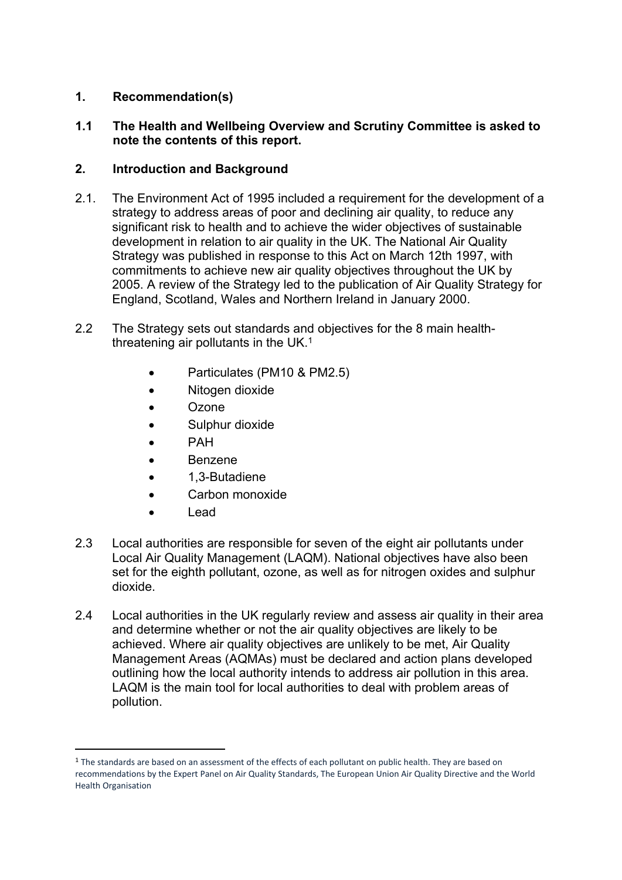## 1. Recommendation(s)

**1.1 The Health and Wellbeing Overview and Scrutiny Committee is asked to note the contents of this report.**

## 2. Introduction and Background

2.1. The Environment Act of 1995 included a requirement for the development of a strategy to address areas of poor and declining air quality, to reduce any significant risk to health and to achieve the wider objectives of sustainable development in relation to air quality in the UK. The National Air Quality Strategy was published in response to this Act on March 12th 1997, with commitments to achieve new air quality objectives throughout the UK by 2005. A review of the Strategy led to the publication of Air Quality Strategy for England, Scotland, Wales and Northern Ireland in January 2000.

2.2 The Strategy sets out standards and objectives for the 8 main health-threatening air pollutants in the UK.[1]

- Particulates (PM10 & PM2.5)
- Nitogen dioxide
- Ozone
- Sulphur dioxide
- PAH
- Benzene
- 1,3-Butadiene
- Carbon monoxide
- Lead

2.3 Local authorities are responsible for seven of the eight air pollutants under Local Air Quality Management (LAQM). National objectives have also been set for the eighth pollutant, ozone, as well as for nitrogen oxides and sulphur dioxide.

2.4 Local authorities in the UK regularly review and assess air quality in their area and determine whether or not the air quality objectives are likely to be achieved. Where air quality objectives are unlikely to be met, Air Quality Management Areas (AQMAs) must be declared and action plans developed outlining how the local authority intends to address air pollution in this area. LAQM is the main tool for local authorities to deal with problem areas of pollution.

---

[1] The standards are based on an assessment of the effects of each pollutant on public health. They are based on recommendations by the Expert Panel on Air Quality Standards, The European Union Air Quality Directive and the World Health Organisation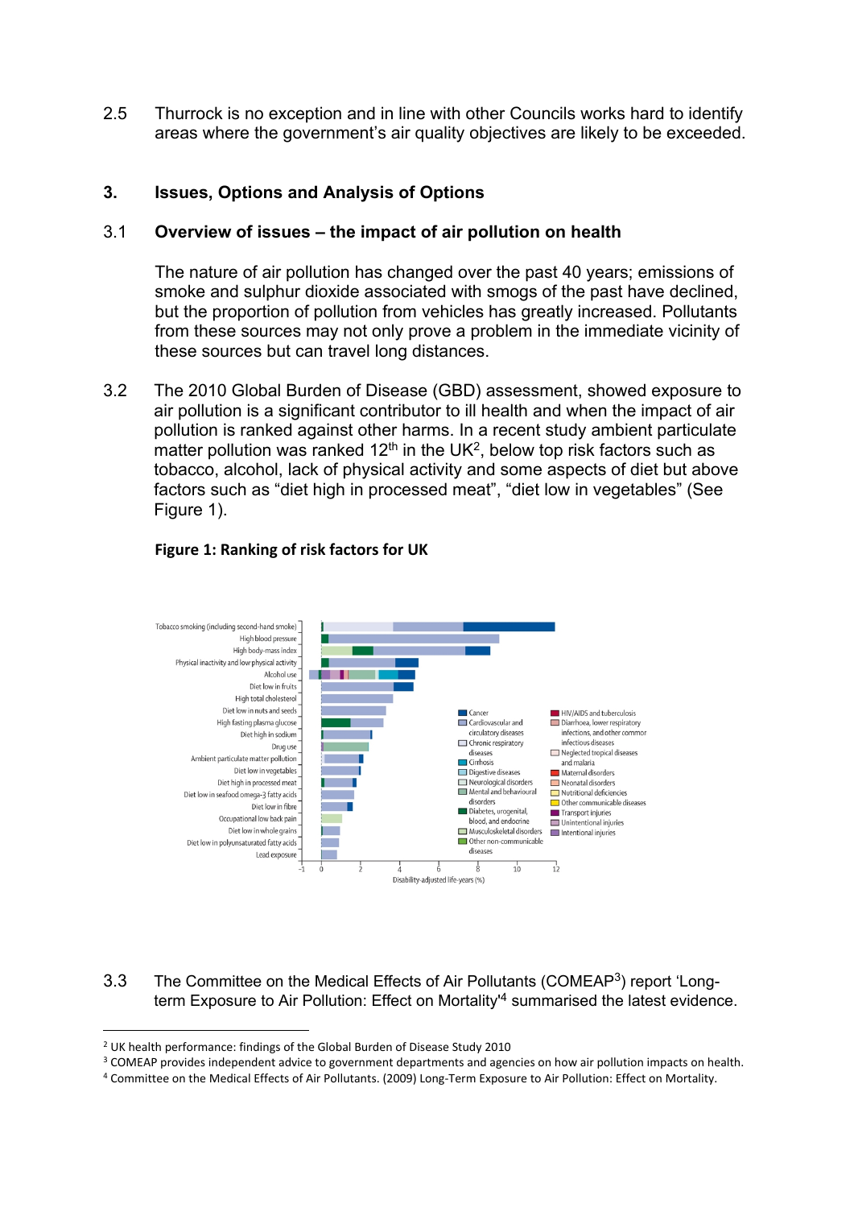2.5 Thurrock is no exception and in line with other Councils works hard to identify areas where the government's air quality objectives are likely to be exceeded.

## 3. Issues, Options and Analysis of Options

### 3.1 Overview of issues – the impact of air pollution on health

The nature of air pollution has changed over the past 40 years; emissions of smoke and sulphur dioxide associated with smogs of the past have declined, but the proportion of pollution from vehicles has greatly increased. Pollutants from these sources may not only prove a problem in the immediate vicinity of these sources but can travel long distances.

3.2 The 2010 Global Burden of Disease (GBD) assessment, showed exposure to air pollution is a significant contributor to ill health and when the impact of air pollution is ranked against other harms. In a recent study ambient particulate matter pollution was ranked 12th in the UK[2], below top risk factors such as tobacco, alcohol, lack of physical activity and some aspects of diet but above factors such as "diet high in processed meat", "diet low in vegetables" (See Figure 1).

**Figure 1: Ranking of risk factors for UK**

3.3 The Committee on the Medical Effects of Air Pollutants (COMEAP[3]) report 'Long-term Exposure to Air Pollution: Effect on Mortality'[4] summarised the latest evidence.

---

[2] UK health performance: findings of the Global Burden of Disease Study 2010

[3] COMEAP provides independent advice to government departments and agencies on how air pollution impacts on health.

[4] Committee on the Medical Effects of Air Pollutants. (2009) Long-Term Exposure to Air Pollution: Effect on Mortality.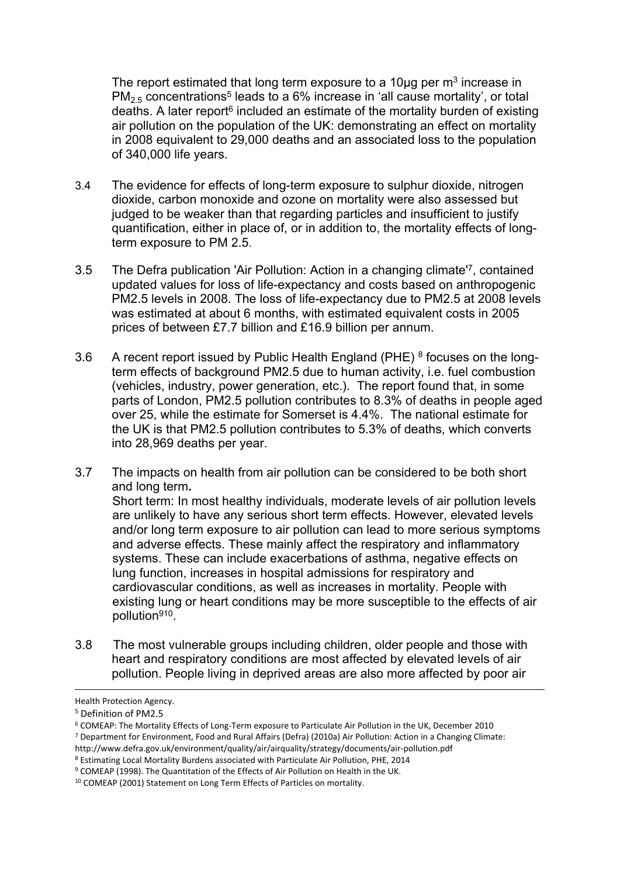The report estimated that long term exposure to a 10μg per $m^3$ increase in $PM_{2.5}$ concentrations[5] leads to a 6% increase in 'all cause mortality', or total deaths. A later report[6] included an estimate of the mortality burden of existing air pollution on the population of the UK: demonstrating an effect on mortality in 2008 equivalent to 29,000 deaths and an associated loss to the population of 340,000 life years.

3.4 The evidence for effects of long-term exposure to sulphur dioxide, nitrogen dioxide, carbon monoxide and ozone on mortality were also assessed but judged to be weaker than that regarding particles and insufficient to justify quantification, either in place of, or in addition to, the mortality effects of long-term exposure to PM 2.5.

3.5 The Defra publication 'Air Pollution: Action in a changing climate'[7], contained updated values for loss of life-expectancy and costs based on anthropogenic PM2.5 levels in 2008. The loss of life-expectancy due to PM2.5 at 2008 levels was estimated at about 6 months, with estimated equivalent costs in 2005 prices of between £7.7 billion and £16.9 billion per annum.

3.6 A recent report issued by Public Health England (PHE) [8] focuses on the long-term effects of background PM2.5 due to human activity, i.e. fuel combustion (vehicles, industry, power generation, etc.). The report found that, in some parts of London, PM2.5 pollution contributes to 8.3% of deaths in people aged over 25, while the estimate for Somerset is 4.4%. The national estimate for the UK is that PM2.5 pollution contributes to 5.3% of deaths, which converts into 28,969 deaths per year.

3.7 The impacts on health from air pollution can be considered to be both short and long term**.**
Short term: In most healthy individuals, moderate levels of air pollution levels are unlikely to have any serious short term effects. However, elevated levels and/or long term exposure to air pollution can lead to more serious symptoms and adverse effects. These mainly affect the respiratory and inflammatory systems. These can include exacerbations of asthma, negative effects on lung function, increases in hospital admissions for respiratory and cardiovascular conditions, as well as increases in mortality. People with existing lung or heart conditions may be more susceptible to the effects of air pollution[9][10].

3.8 The most vulnerable groups including children, older people and those with heart and respiratory conditions are most affected by elevated levels of air pollution. People living in deprived areas are also more affected by poor air

---

Health Protection Agency.

[5] Definition of PM2.5

[6] COMEAP: The Mortality Effects of Long-Term exposure to Particulate Air Pollution in the UK, December 2010

[7] Department for Environment, Food and Rural Affairs (Defra) (2010a) Air Pollution: Action in a Changing Climate: http://www.defra.gov.uk/environment/quality/air/airquality/strategy/documents/air-pollution.pdf

[8] Estimating Local Mortality Burdens associated with Particulate Air Pollution, PHE, 2014

[9] COMEAP (1998). The Quantitation of the Effects of Air Pollution on Health in the UK.

[10] COMEAP (2001) Statement on Long Term Effects of Particles on mortality.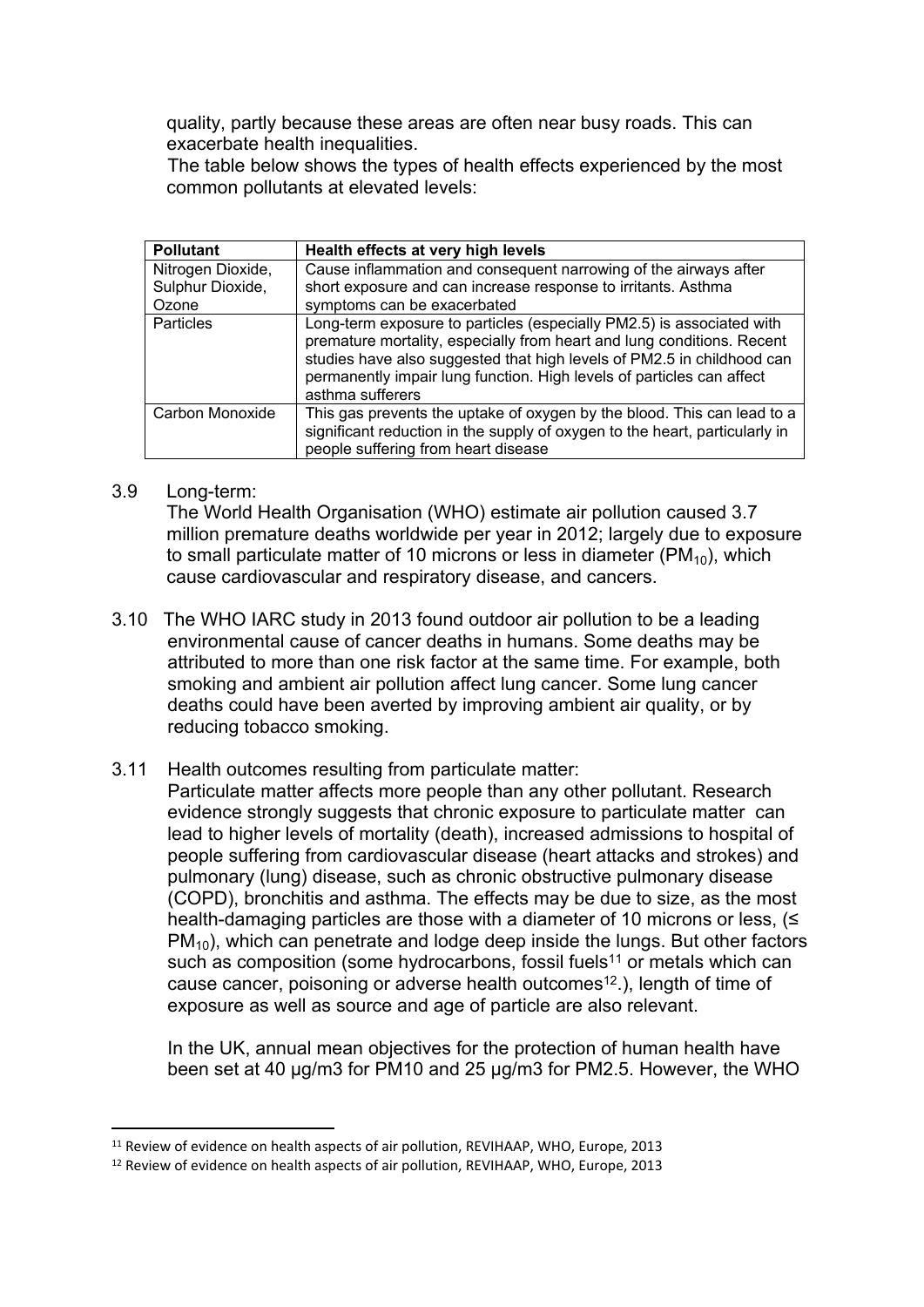quality, partly because these areas are often near busy roads. This can exacerbate health inequalities.

The table below shows the types of health effects experienced by the most common pollutants at elevated levels:

| Pollutant | Health effects at very high levels |
|---|---|
| Nitrogen Dioxide, Sulphur Dioxide, Ozone | Cause inflammation and consequent narrowing of the airways after short exposure and can increase response to irritants. Asthma symptoms can be exacerbated |
| Particles | Long-term exposure to particles (especially PM2.5) is associated with premature mortality, especially from heart and lung conditions. Recent studies have also suggested that high levels of PM2.5 in childhood can permanently impair lung function. High levels of particles can affect asthma sufferers |
| Carbon Monoxide | This gas prevents the uptake of oxygen by the blood. This can lead to a significant reduction in the supply of oxygen to the heart, particularly in people suffering from heart disease |

3.9 Long-term:
The World Health Organisation (WHO) estimate air pollution caused 3.7 million premature deaths worldwide per year in 2012; largely due to exposure to small particulate matter of 10 microns or less in diameter ($PM_{10}$), which cause cardiovascular and respiratory disease, and cancers.

3.10 The WHO IARC study in 2013 found outdoor air pollution to be a leading environmental cause of cancer deaths in humans. Some deaths may be attributed to more than one risk factor at the same time. For example, both smoking and ambient air pollution affect lung cancer. Some lung cancer deaths could have been averted by improving ambient air quality, or by reducing tobacco smoking.

3.11 Health outcomes resulting from particulate matter:
Particulate matter affects more people than any other pollutant. Research evidence strongly suggests that chronic exposure to particulate matter can lead to higher levels of mortality (death), increased admissions to hospital of people suffering from cardiovascular disease (heart attacks and strokes) and pulmonary (lung) disease, such as chronic obstructive pulmonary disease (COPD), bronchitis and asthma. The effects may be due to size, as the most health-damaging particles are those with a diameter of 10 microns or less, ($\leq PM_{10}$), which can penetrate and lodge deep inside the lungs. But other factors such as composition (some hydrocarbons, fossil fuels[11] or metals which can cause cancer, poisoning or adverse health outcomes[12].), length of time of exposure as well as source and age of particle are also relevant.

In the UK, annual mean objectives for the protection of human health have been set at 40 µg/m3 for PM10 and 25 µg/m3 for PM2.5. However, the WHO

[11] Review of evidence on health aspects of air pollution, REVIHAAP, WHO, Europe, 2013

[12] Review of evidence on health aspects of air pollution, REVIHAAP, WHO, Europe, 2013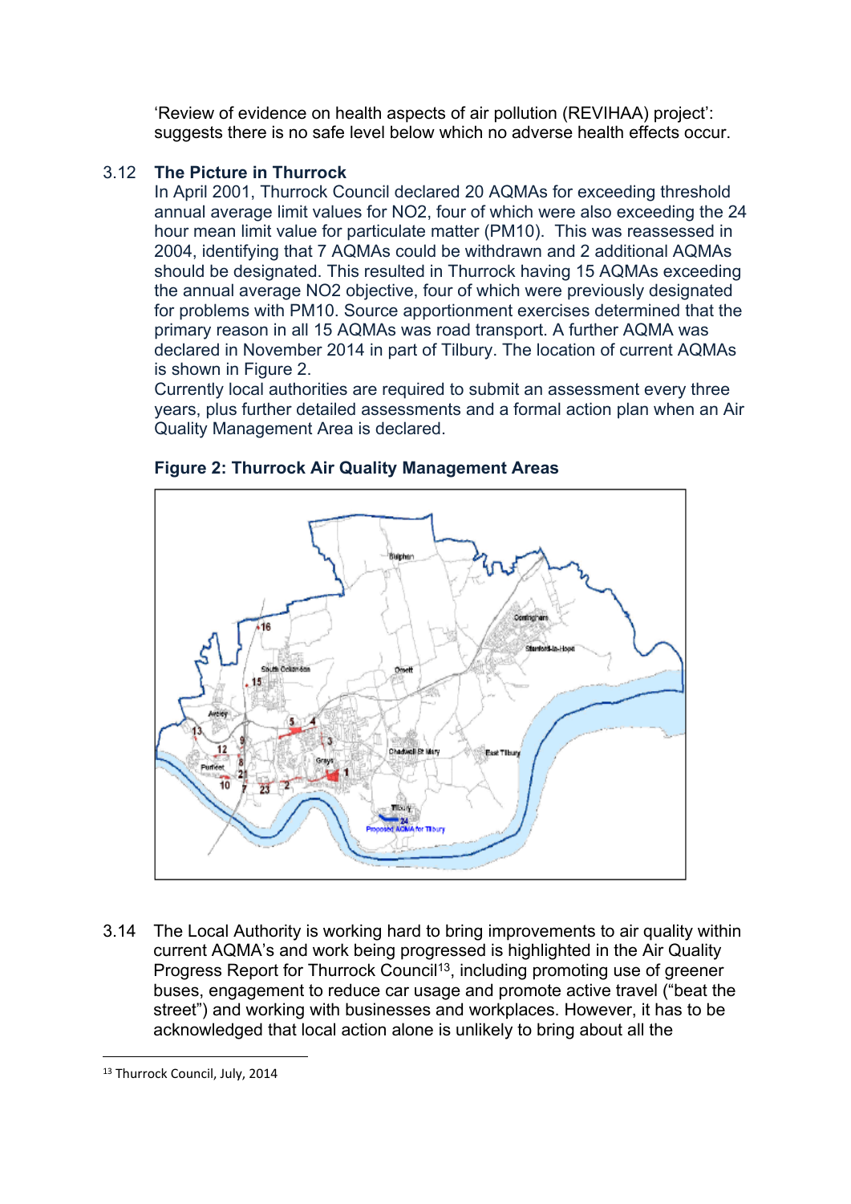'Review of evidence on health aspects of air pollution (REVIHAA) project': suggests there is no safe level below which no adverse health effects occur.

3.12 **The Picture in Thurrock**

In April 2001, Thurrock Council declared 20 AQMAs for exceeding threshold annual average limit values for NO2, four of which were also exceeding the 24 hour mean limit value for particulate matter (PM10). This was reassessed in 2004, identifying that 7 AQMAs could be withdrawn and 2 additional AQMAs should be designated. This resulted in Thurrock having 15 AQMAs exceeding the annual average NO2 objective, four of which were previously designated for problems with PM10. Source apportionment exercises determined that the primary reason in all 15 AQMAs was road transport. A further AQMA was declared in November 2014 in part of Tilbury. The location of current AQMAs is shown in Figure 2.

Currently local authorities are required to submit an assessment every three years, plus further detailed assessments and a formal action plan when an Air Quality Management Area is declared.

**Figure 2: Thurrock Air Quality Management Areas**

3.14 The Local Authority is working hard to bring improvements to air quality within current AQMA's and work being progressed is highlighted in the Air Quality Progress Report for Thurrock Council[13], including promoting use of greener buses, engagement to reduce car usage and promote active travel ("beat the street") and working with businesses and workplaces. However, it has to be acknowledged that local action alone is unlikely to bring about all the

---

[13] Thurrock Council, July, 2014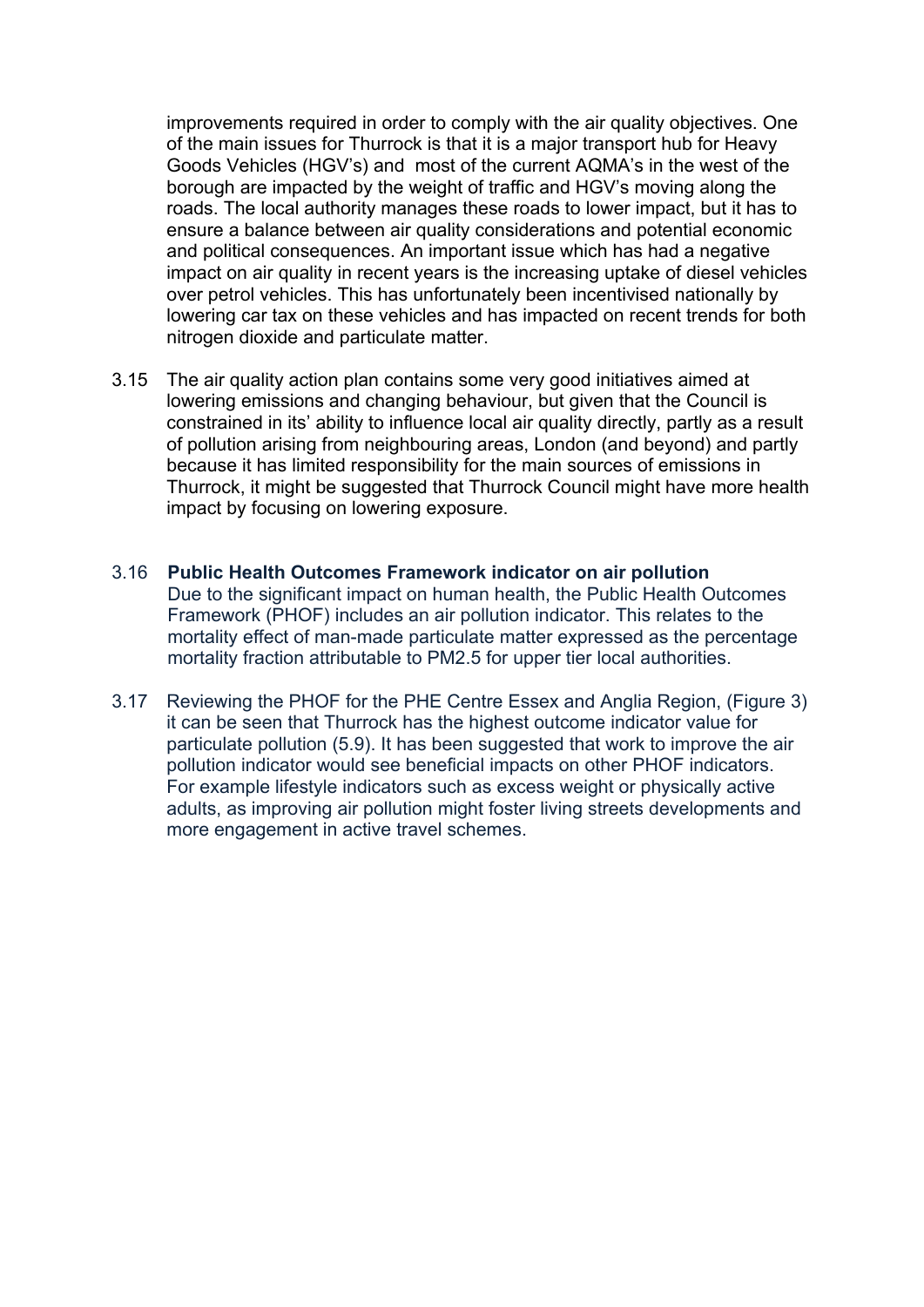improvements required in order to comply with the air quality objectives. One of the main issues for Thurrock is that it is a major transport hub for Heavy Goods Vehicles (HGV's) and most of the current AQMA's in the west of the borough are impacted by the weight of traffic and HGV's moving along the roads. The local authority manages these roads to lower impact, but it has to ensure a balance between air quality considerations and potential economic and political consequences. An important issue which has had a negative impact on air quality in recent years is the increasing uptake of diesel vehicles over petrol vehicles. This has unfortunately been incentivised nationally by lowering car tax on these vehicles and has impacted on recent trends for both nitrogen dioxide and particulate matter.

3.15 The air quality action plan contains some very good initiatives aimed at lowering emissions and changing behaviour, but given that the Council is constrained in its' ability to influence local air quality directly, partly as a result of pollution arising from neighbouring areas, London (and beyond) and partly because it has limited responsibility for the main sources of emissions in Thurrock, it might be suggested that Thurrock Council might have more health impact by focusing on lowering exposure.

3.16 **Public Health Outcomes Framework indicator on air pollution**

Due to the significant impact on human health, the Public Health Outcomes Framework (PHOF) includes an air pollution indicator. This relates to the mortality effect of man-made particulate matter expressed as the percentage mortality fraction attributable to PM2.5 for upper tier local authorities.

3.17 Reviewing the PHOF for the PHE Centre Essex and Anglia Region, (Figure 3) it can be seen that Thurrock has the highest outcome indicator value for particulate pollution (5.9). It has been suggested that work to improve the air pollution indicator would see beneficial impacts on other PHOF indicators. For example lifestyle indicators such as excess weight or physically active adults, as improving air pollution might foster living streets developments and more engagement in active travel schemes.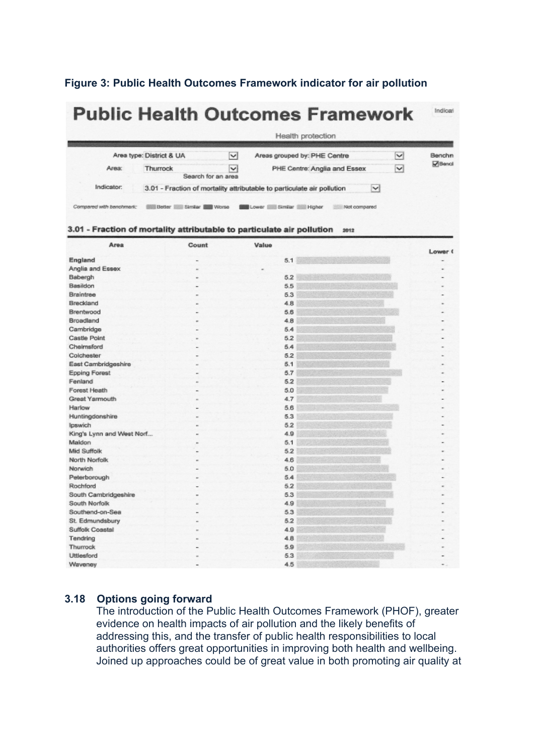**Figure 3: Public Health Outcomes Framework indicator for air pollution**

# Public Health Outcomes Framework

Health protection

Area type: District & UA
Areas grouped by: PHE Centre
Area: Thurrock
PHE Centre: Anglia and Essex
Indicator: 3.01 - Fraction of mortality attributable to particulate air pollution

Compared with benchmark: Better Similar Worse Lower Similar Higher Not compared

### 3.01 - Fraction of mortality attributable to particulate air pollution 2012

| Area | Count | Value | Lower ( |
|---|---|---|---|
| England | - | 5.1 | - |
| Anglia and Essex | - | - | - |
| Babergh | - | 5.2 | - |
| Basildon | - | 5.5 | - |
| Braintree | - | 5.3 | - |
| Breckland | - | 4.8 | - |
| Brentwood | - | 5.6 | - |
| Broadland | - | 4.8 | - |
| Cambridge | - | 5.4 | - |
| Castle Point | - | 5.2 | - |
| Chelmsford | - | 5.4 | - |
| Colchester | - | 5.2 | - |
| East Cambridgeshire | - | 5.1 | - |
| Epping Forest | - | 5.7 | - |
| Fenland | - | 5.2 | - |
| Forest Heath | - | 5.0 | - |
| Great Yarmouth | - | 4.7 | - |
| Harlow | - | 5.6 | - |
| Huntingdonshire | - | 5.3 | - |
| Ipswich | - | 5.2 | - |
| King's Lynn and West Norf... | - | 4.9 | - |
| Maldon | - | 5.1 | - |
| Mid Suffolk | - | 5.2 | - |
| North Norfolk | - | 4.6 | - |
| Norwich | - | 5.0 | - |
| Peterborough | - | 5.4 | - |
| Rochford | - | 5.2 | - |
| South Cambridgeshire | - | 5.3 | - |
| South Norfolk | - | 4.9 | - |
| Southend-on-Sea | - | 5.3 | - |
| St. Edmundsbury | - | 5.2 | - |
| Suffolk Coastal | - | 4.9 | - |
| Tendring | - | 4.8 | - |
| Thurrock | - | 5.9 | - |
| Uttlesford | - | 5.3 | - |
| Waveney | - | 4.5 | - |

### 3.18 Options going forward

The introduction of the Public Health Outcomes Framework (PHOF), greater evidence on health impacts of air pollution and the likely benefits of addressing this, and the transfer of public health responsibilities to local authorities offers great opportunities in improving both health and wellbeing. Joined up approaches could be of great value in both promoting air quality at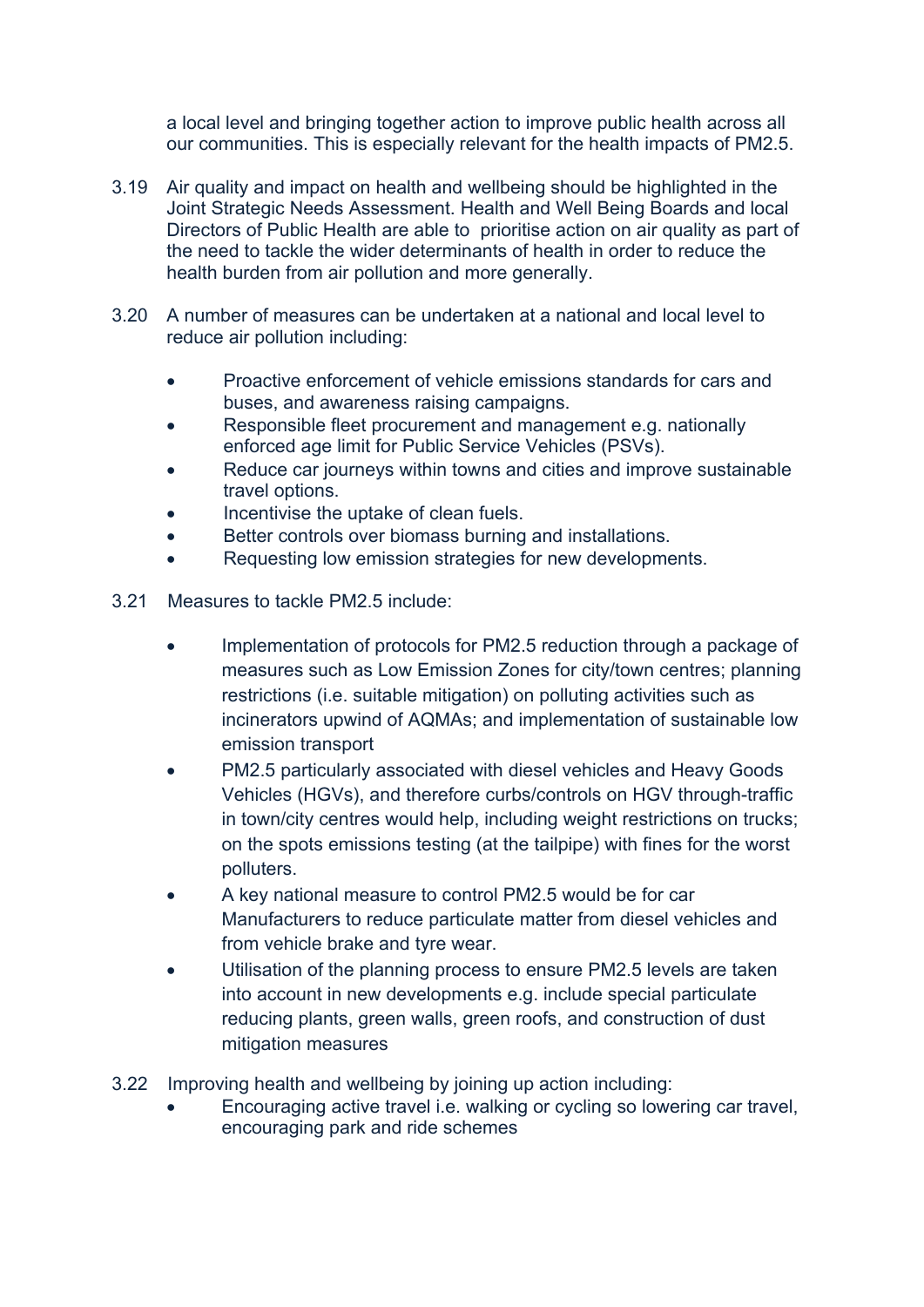a local level and bringing together action to improve public health across all our communities. This is especially relevant for the health impacts of PM2.5.

3.19 Air quality and impact on health and wellbeing should be highlighted in the Joint Strategic Needs Assessment. Health and Well Being Boards and local Directors of Public Health are able to prioritise action on air quality as part of the need to tackle the wider determinants of health in order to reduce the health burden from air pollution and more generally.

3.20 A number of measures can be undertaken at a national and local level to reduce air pollution including:

- Proactive enforcement of vehicle emissions standards for cars and buses, and awareness raising campaigns.
- Responsible fleet procurement and management e.g. nationally enforced age limit for Public Service Vehicles (PSVs).
- Reduce car journeys within towns and cities and improve sustainable travel options.
- Incentivise the uptake of clean fuels.
- Better controls over biomass burning and installations.
- Requesting low emission strategies for new developments.

3.21 Measures to tackle PM2.5 include:

- Implementation of protocols for PM2.5 reduction through a package of measures such as Low Emission Zones for city/town centres; planning restrictions (i.e. suitable mitigation) on polluting activities such as incinerators upwind of AQMAs; and implementation of sustainable low emission transport
- PM2.5 particularly associated with diesel vehicles and Heavy Goods Vehicles (HGVs), and therefore curbs/controls on HGV through-traffic in town/city centres would help, including weight restrictions on trucks; on the spots emissions testing (at the tailpipe) with fines for the worst polluters.
- A key national measure to control PM2.5 would be for car Manufacturers to reduce particulate matter from diesel vehicles and from vehicle brake and tyre wear.
- Utilisation of the planning process to ensure PM2.5 levels are taken into account in new developments e.g. include special particulate reducing plants, green walls, green roofs, and construction of dust mitigation measures

3.22 Improving health and wellbeing by joining up action including:

- Encouraging active travel i.e. walking or cycling so lowering car travel, encouraging park and ride schemes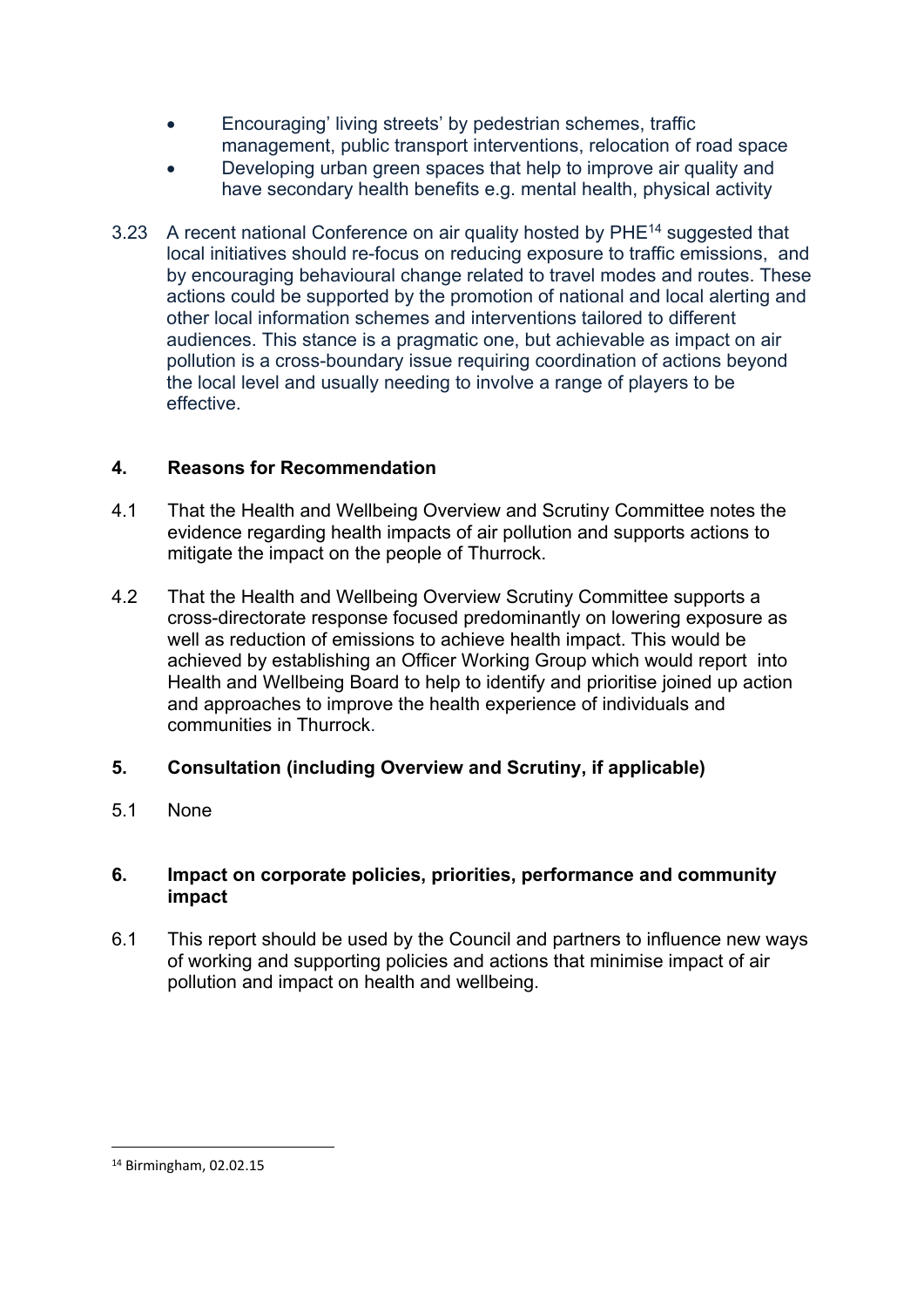- Encouraging' living streets' by pedestrian schemes, traffic management, public transport interventions, relocation of road space
- Developing urban green spaces that help to improve air quality and have secondary health benefits e.g. mental health, physical activity

3.23 A recent national Conference on air quality hosted by PHE[14] suggested that local initiatives should re-focus on reducing exposure to traffic emissions, and by encouraging behavioural change related to travel modes and routes. These actions could be supported by the promotion of national and local alerting and other local information schemes and interventions tailored to different audiences. This stance is a pragmatic one, but achievable as impact on air pollution is a cross-boundary issue requiring coordination of actions beyond the local level and usually needing to involve a range of players to be effective.

## 4. Reasons for Recommendation

4.1 That the Health and Wellbeing Overview and Scrutiny Committee notes the evidence regarding health impacts of air pollution and supports actions to mitigate the impact on the people of Thurrock.

4.2 That the Health and Wellbeing Overview Scrutiny Committee supports a cross-directorate response focused predominantly on lowering exposure as well as reduction of emissions to achieve health impact. This would be achieved by establishing an Officer Working Group which would report into Health and Wellbeing Board to help to identify and prioritise joined up action and approaches to improve the health experience of individuals and communities in Thurrock.

## 5. Consultation (including Overview and Scrutiny, if applicable)

5.1 None

## 6. Impact on corporate policies, priorities, performance and community impact

6.1 This report should be used by the Council and partners to influence new ways of working and supporting policies and actions that minimise impact of air pollution and impact on health and wellbeing.

---

[14] Birmingham, 02.02.15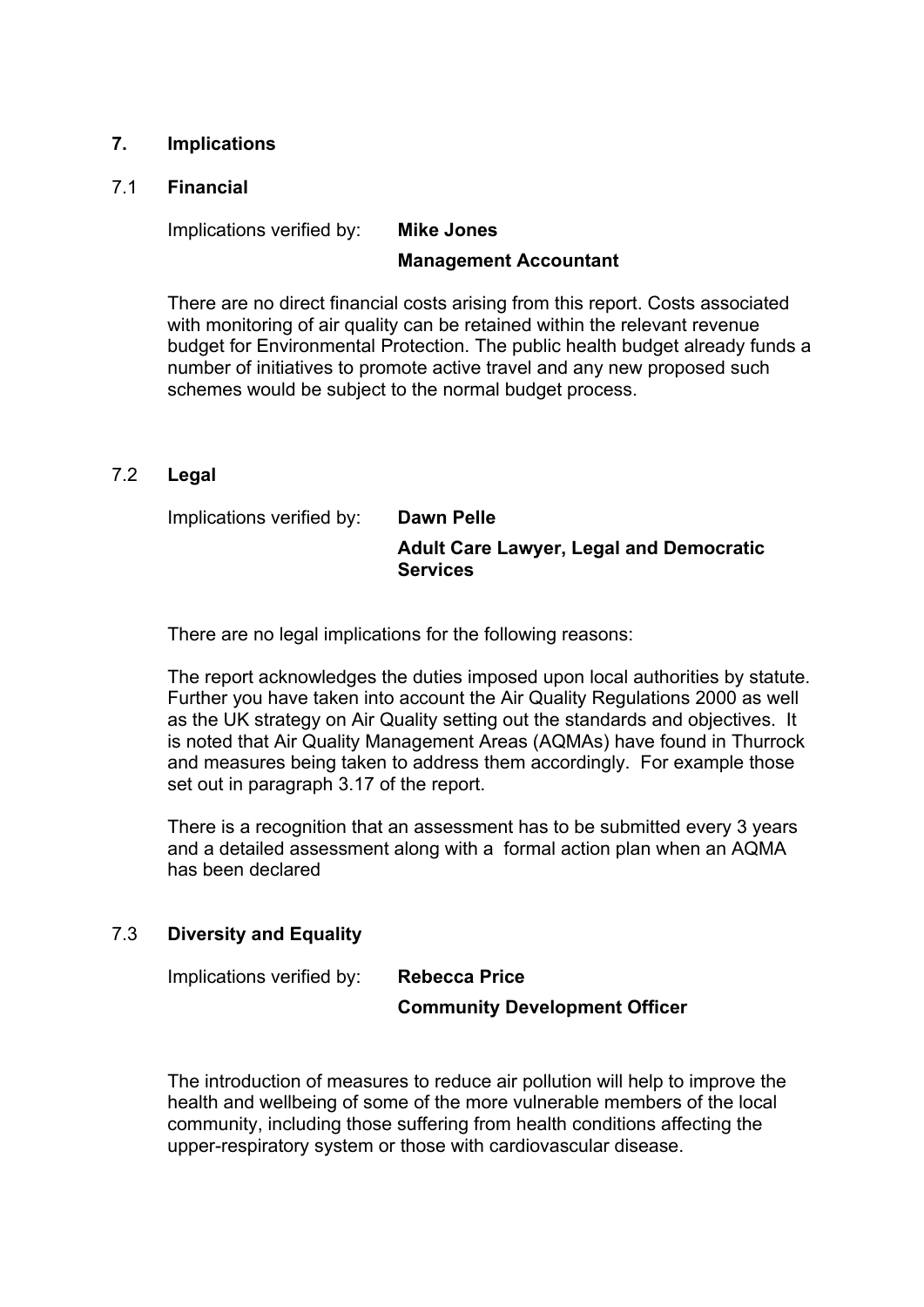## 7. Implications

### 7.1 Financial

Implications verified by: **Mike Jones**
**Management Accountant**

There are no direct financial costs arising from this report. Costs associated with monitoring of air quality can be retained within the relevant revenue budget for Environmental Protection. The public health budget already funds a number of initiatives to promote active travel and any new proposed such schemes would be subject to the normal budget process.

### 7.2 Legal

Implications verified by: **Dawn Pelle**
**Adult Care Lawyer, Legal and Democratic Services**

There are no legal implications for the following reasons:

The report acknowledges the duties imposed upon local authorities by statute. Further you have taken into account the Air Quality Regulations 2000 as well as the UK strategy on Air Quality setting out the standards and objectives. It is noted that Air Quality Management Areas (AQMAs) have found in Thurrock and measures being taken to address them accordingly. For example those set out in paragraph 3.17 of the report.

There is a recognition that an assessment has to be submitted every 3 years and a detailed assessment along with a formal action plan when an AQMA has been declared

### 7.3 Diversity and Equality

Implications verified by: **Rebecca Price**
**Community Development Officer**

The introduction of measures to reduce air pollution will help to improve the health and wellbeing of some of the more vulnerable members of the local community, including those suffering from health conditions affecting the upper-respiratory system or those with cardiovascular disease.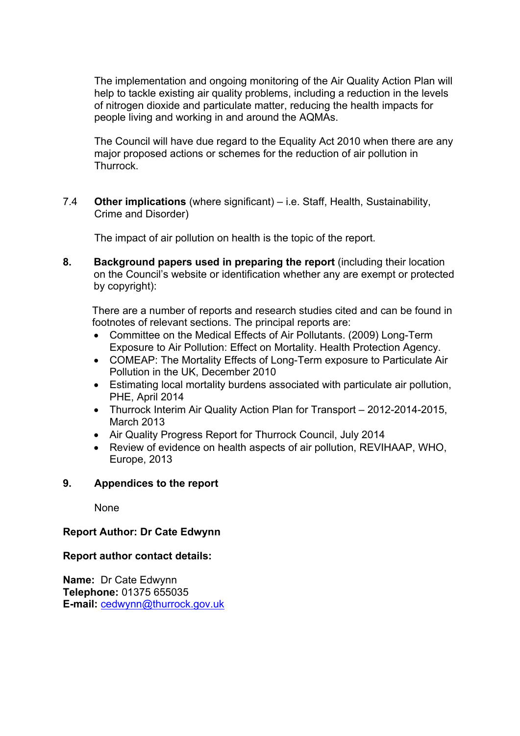The implementation and ongoing monitoring of the Air Quality Action Plan will help to tackle existing air quality problems, including a reduction in the levels of nitrogen dioxide and particulate matter, reducing the health impacts for people living and working in and around the AQMAs.

The Council will have due regard to the Equality Act 2010 when there are any major proposed actions or schemes for the reduction of air pollution in Thurrock.

7.4 **Other implications** (where significant) – i.e. Staff, Health, Sustainability, Crime and Disorder)

The impact of air pollution on health is the topic of the report.

## 8. Background papers used in preparing the report (including their location on the Council's website or identification whether any are exempt or protected by copyright):

There are a number of reports and research studies cited and can be found in footnotes of relevant sections. The principal reports are:

- Committee on the Medical Effects of Air Pollutants. (2009) Long-Term Exposure to Air Pollution: Effect on Mortality. Health Protection Agency.
- COMEAP: The Mortality Effects of Long-Term exposure to Particulate Air Pollution in the UK, December 2010
- Estimating local mortality burdens associated with particulate air pollution, PHE, April 2014
- Thurrock Interim Air Quality Action Plan for Transport – 2012-2014-2015, March 2013
- Air Quality Progress Report for Thurrock Council, July 2014
- Review of evidence on health aspects of air pollution, REVIHAAP, WHO, Europe, 2013

## 9. Appendices to the report

None

**Report Author: Dr Cate Edwynn**

**Report author contact details:**

**Name:** Dr Cate Edwynn
**Telephone:** 01375 655035
**E-mail:** cedwynn@thurrock.gov.uk